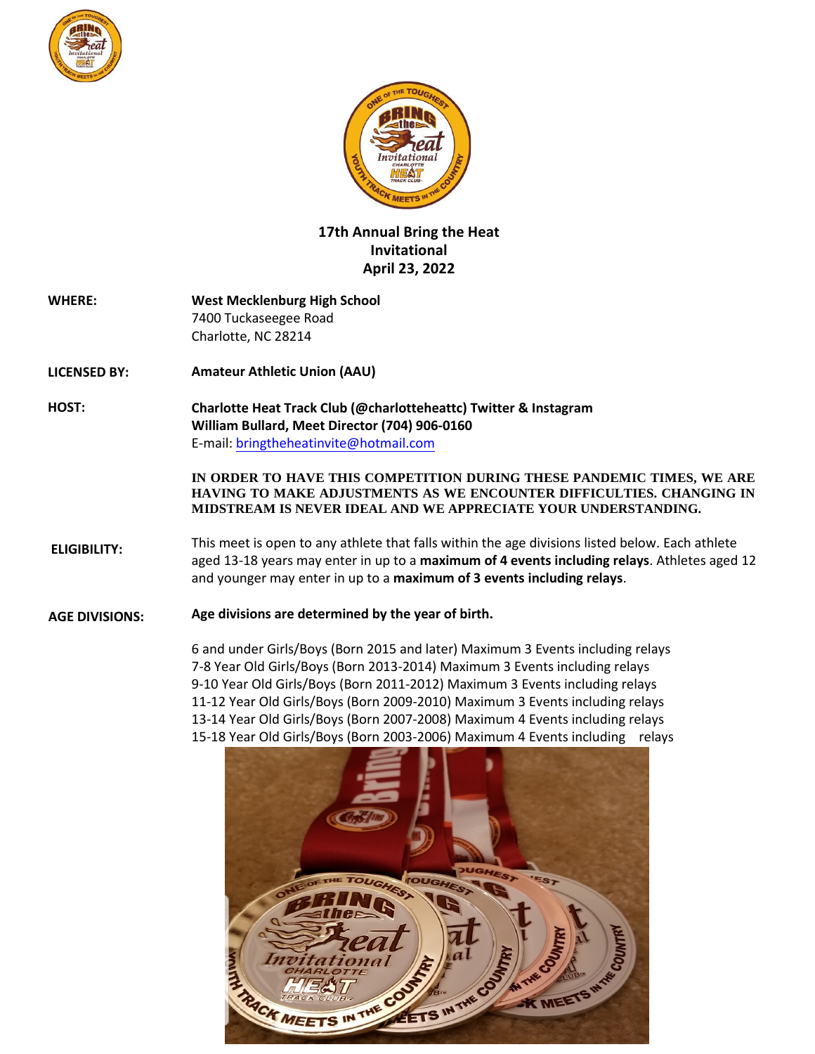# 17th Annual Bring the Heat Invitational
## April 23, 2022

**WHERE:** **West Mecklenburg High School**
7400 Tuckaseegee Road
Charlotte, NC 28214

**LICENSED BY:** **Amateur Athletic Union (AAU)**

**HOST:** **Charlotte Heat Track Club (@charlotteheattc) Twitter & Instagram**
**William Bullard, Meet Director (704) 906-0160**
E-mail: bringtheheatinvite@hotmail.com

**IN ORDER TO HAVE THIS COMPETITION DURING THESE PANDEMIC TIMES, WE ARE HAVING TO MAKE ADJUSTMENTS AS WE ENCOUNTER DIFFICULTIES. CHANGING IN MIDSTREAM IS NEVER IDEAL AND WE APPRECIATE YOUR UNDERSTANDING.**

**ELIGIBILITY:** This meet is open to any athlete that falls within the age divisions listed below. Each athlete aged 13-18 years may enter in up to a **maximum of 4 events including relays**. Athletes aged 12 and younger may enter in up to a **maximum of 3 events including relays**.

**AGE DIVISIONS:** **Age divisions are determined by the year of birth.**

6 and under Girls/Boys (Born 2015 and later) Maximum 3 Events including relays
7-8 Year Old Girls/Boys (Born 2013-2014) Maximum 3 Events including relays
9-10 Year Old Girls/Boys (Born 2011-2012) Maximum 3 Events including relays
11-12 Year Old Girls/Boys (Born 2009-2010) Maximum 3 Events including relays
13-14 Year Old Girls/Boys (Born 2007-2008) Maximum 4 Events including relays
15-18 Year Old Girls/Boys (Born 2003-2006) Maximum 4 Events including relays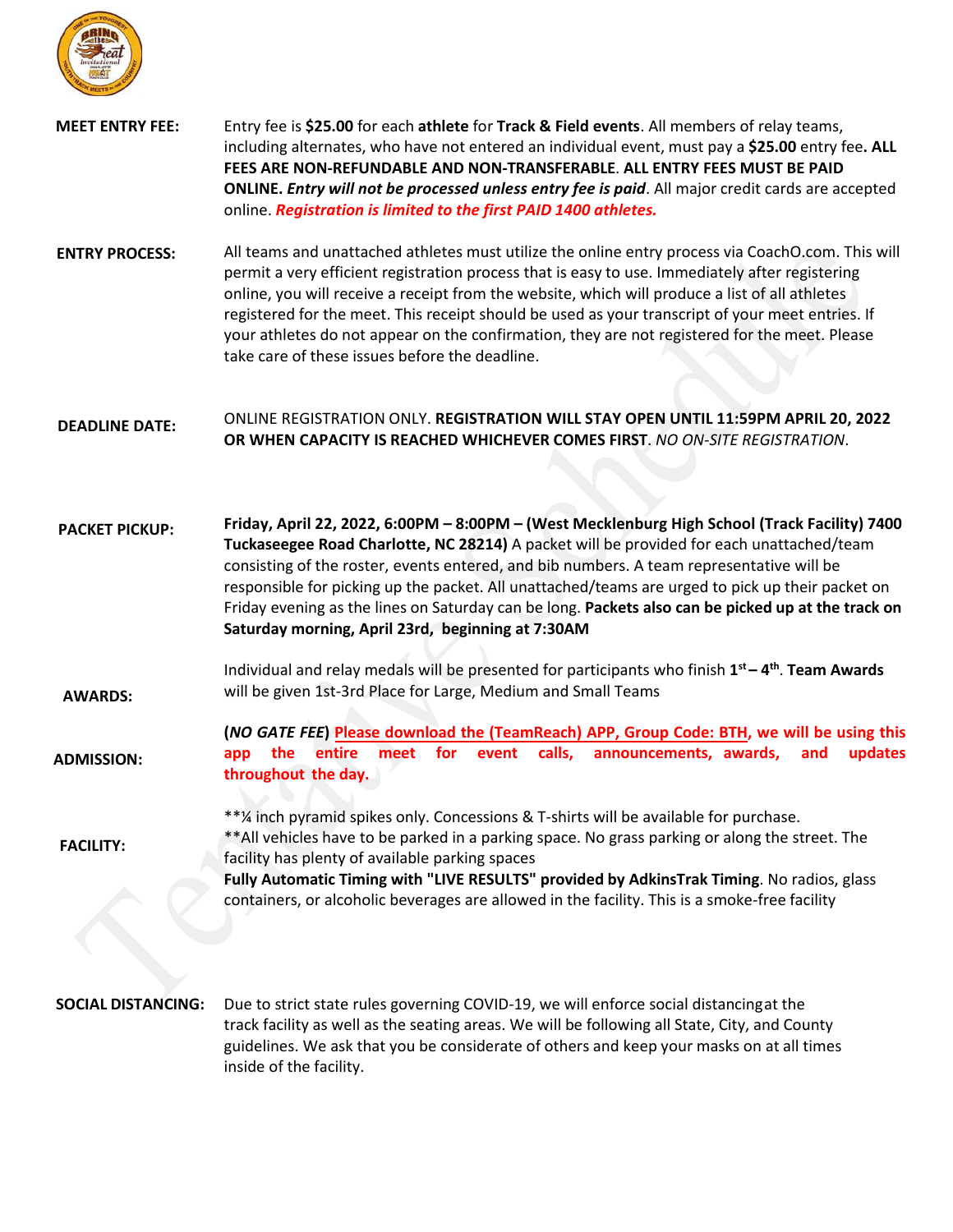**MEET ENTRY FEE:** Entry fee is **$25.00** for each **athlete** for **Track & Field events**. All members of relay teams, including alternates, who have not entered an individual event, must pay a **$25.00** entry fee**. ALL FEES ARE NON-REFUNDABLE AND NON-TRANSFERABLE**. **ALL ENTRY FEES MUST BE PAID ONLINE.** ***Entry will not be processed unless entry fee is paid***. All major credit cards are accepted online. ***Registration is limited to the first PAID 1400 athletes.***

**ENTRY PROCESS:** All teams and unattached athletes must utilize the online entry process via CoachO.com. This will permit a very efficient registration process that is easy to use. Immediately after registering online, you will receive a receipt from the website, which will produce a list of all athletes registered for the meet. This receipt should be used as your transcript of your meet entries. If your athletes do not appear on the confirmation, they are not registered for the meet. Please take care of these issues before the deadline.

**DEADLINE DATE:** ONLINE REGISTRATION ONLY. **REGISTRATION WILL STAY OPEN UNTIL 11:59PM APRIL 20, 2022 OR WHEN CAPACITY IS REACHED WHICHEVER COMES FIRST**. *NO ON-SITE REGISTRATION*.

**PACKET PICKUP:** **Friday, April 22, 2022, 6:00PM – 8:00PM – (West Mecklenburg High School (Track Facility) 7400 Tuckaseegee Road Charlotte, NC 28214)** A packet will be provided for each unattached/team consisting of the roster, events entered, and bib numbers. A team representative will be responsible for picking up the packet. All unattached/teams are urged to pick up their packet on Friday evening as the lines on Saturday can be long. **Packets also can be picked up at the track on Saturday morning, April 23rd, beginning at 7:30AM**

**AWARDS:** Individual and relay medals will be presented for participants who finish **1st – 4th**. **Team Awards** will be given 1st-3rd Place for Large, Medium and Small Teams

**ADMISSION:** **(*NO GATE FEE*) Please download the (TeamReach) APP, Group Code: BTH, we will be using this app the entire meet for event calls, announcements, awards, and updates throughout the day.**

**FACILITY:** **¼ inch pyramid spikes only. Concessions & T-shirts will be available for purchase.
**All vehicles have to be parked in a parking space. No grass parking or along the street. The facility has plenty of available parking spaces
**Fully Automatic Timing with "LIVE RESULTS" provided by AdkinsTrak Timing**. No radios, glass containers, or alcoholic beverages are allowed in the facility. This is a smoke-free facility

**SOCIAL DISTANCING:** Due to strict state rules governing COVID-19, we will enforce social distancingat the track facility as well as the seating areas. We will be following all State, City, and County guidelines. We ask that you be considerate of others and keep your masks on at all times inside of the facility.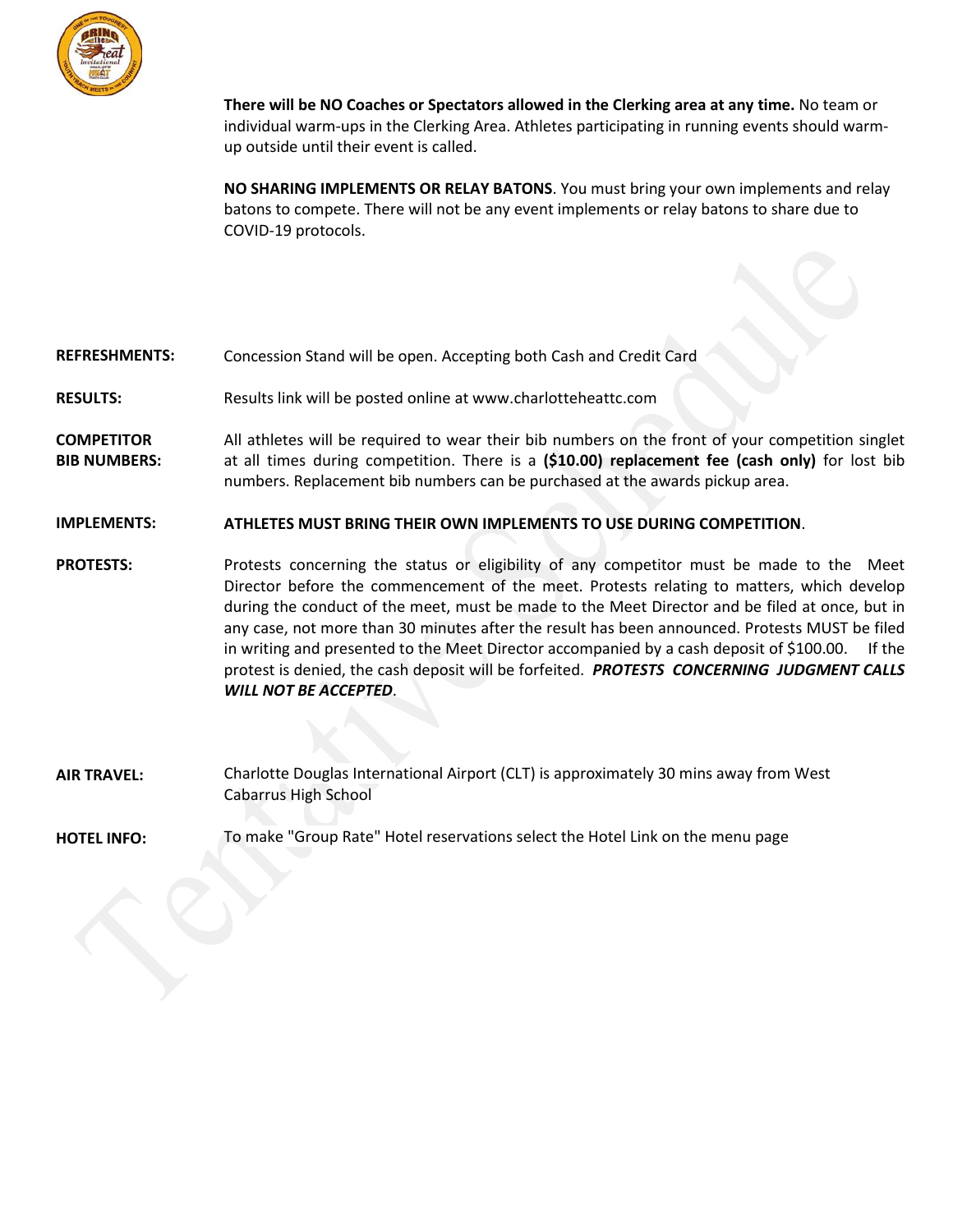**There will be NO Coaches or Spectators allowed in the Clerking area at any time.** No team or individual warm-ups in the Clerking Area. Athletes participating in running events should warm-up outside until their event is called.

**NO SHARING IMPLEMENTS OR RELAY BATONS**. You must bring your own implements and relay batons to compete. There will not be any event implements or relay batons to share due to COVID-19 protocols.

**REFRESHMENTS:** Concession Stand will be open. Accepting both Cash and Credit Card

**RESULTS:** Results link will be posted online at www.charlotteheattc.com

**COMPETITOR BIB NUMBERS:** All athletes will be required to wear their bib numbers on the front of your competition singlet at all times during competition. There is a **($10.00) replacement fee (cash only)** for lost bib numbers. Replacement bib numbers can be purchased at the awards pickup area.

**IMPLEMENTS:** **ATHLETES MUST BRING THEIR OWN IMPLEMENTS TO USE DURING COMPETITION**.

**PROTESTS:** Protests concerning the status or eligibility of any competitor must be made to the Meet Director before the commencement of the meet. Protests relating to matters, which develop during the conduct of the meet, must be made to the Meet Director and be filed at once, but in any case, not more than 30 minutes after the result has been announced. Protests MUST be filed in writing and presented to the Meet Director accompanied by a cash deposit of $100.00. If the protest is denied, the cash deposit will be forfeited. ***PROTESTS CONCERNING JUDGMENT CALLS WILL NOT BE ACCEPTED***.

**AIR TRAVEL:** Charlotte Douglas International Airport (CLT) is approximately 30 mins away from West Cabarrus High School

**HOTEL INFO:** To make "Group Rate" Hotel reservations select the Hotel Link on the menu page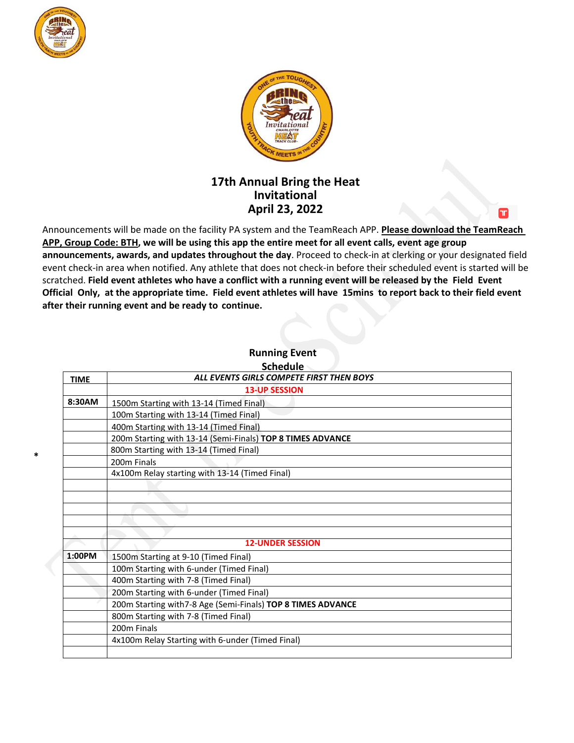# 17th Annual Bring the Heat Invitational
# April 23, 2022

Announcements will be made on the facility PA system and the TeamReach APP. **Please download the TeamReach APP, Group Code: BTH, we will be using this app the entire meet for all event calls, event age group announcements, awards, and updates throughout the day**. Proceed to check-in at clerking or your designated field event check-in area when notified. Any athlete that does not check-in before their scheduled event is started will be scratched. **Field event athletes who have a conflict with a running event will be released by the Field Event Official Only, at the appropriate time. Field event athletes will have 15mins to report back to their field event after their running event and be ready to continue.**

## Running Event Schedule

| TIME | *ALL EVENTS GIRLS COMPETE FIRST THEN BOYS* |
|---|---|
| | **13-UP SESSION** |
| **8:30AM** | 1500m Starting with 13-14 (Timed Final) |
| | 100m Starting with 13-14 (Timed Final) |
| | 400m Starting with 13-14 (Timed Final) |
| | 200m Starting with 13-14 (Semi-Finals) **TOP 8 TIMES ADVANCE** |
| | 800m Starting with 13-14 (Timed Final) |
| | 200m Finals |
| | 4x100m Relay starting with 13-14 (Timed Final) |
| | |
| | |
| | |
| | |
| | |
| | **12-UNDER SESSION** |
| **1:00PM** | 1500m Starting at 9-10 (Timed Final) |
| | 100m Starting with 6-under (Timed Final) |
| | 400m Starting with 7-8 (Timed Final) |
| | 200m Starting with 6-under (Timed Final) |
| | 200m Starting with7-8 Age (Semi-Finals) **TOP 8 TIMES ADVANCE** |
| | 800m Starting with 7-8 (Timed Final) |
| | 200m Finals |
| | 4x100m Relay Starting with 6-under (Timed Final) |
| | |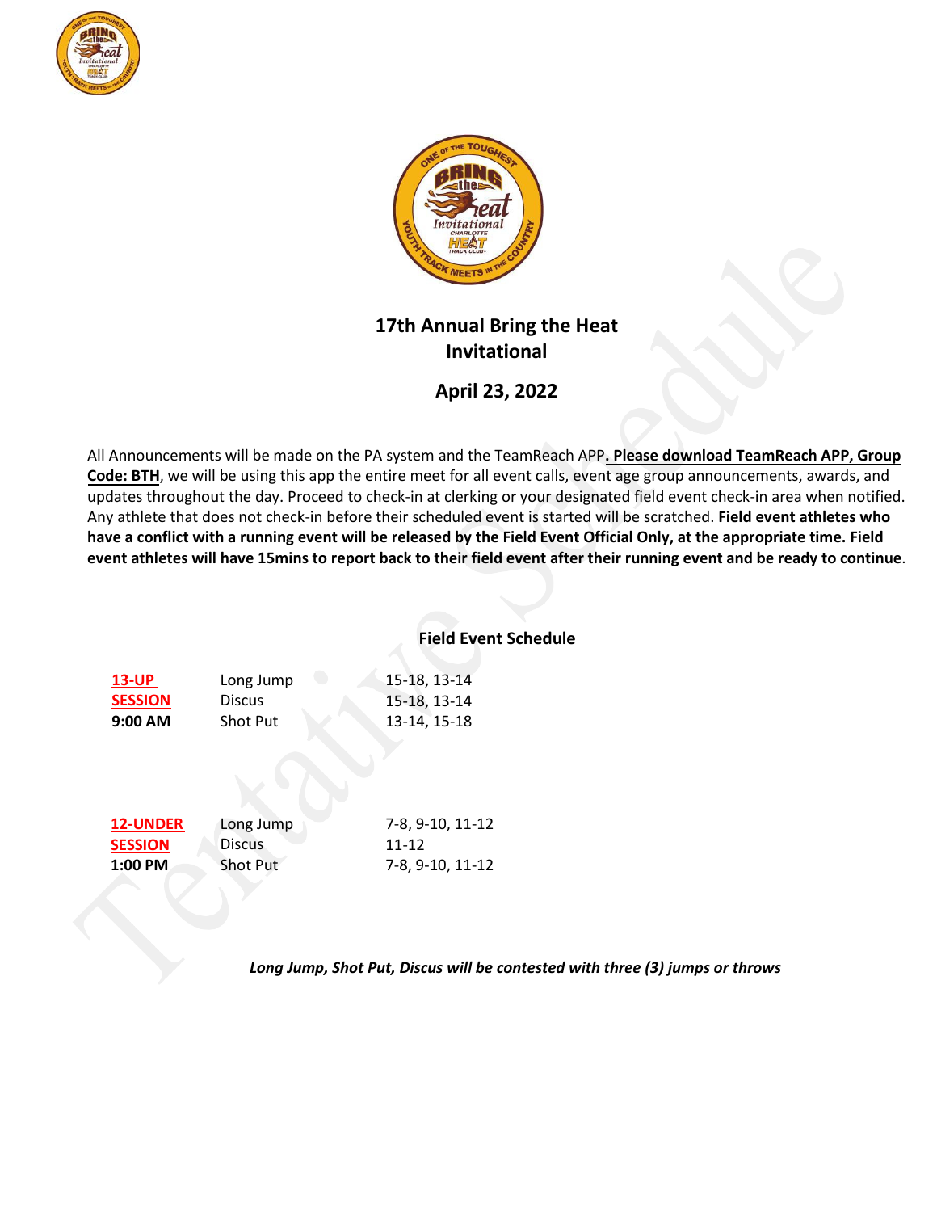## 17th Annual Bring the Heat Invitational

## April 23, 2022

All Announcements will be made on the PA system and the TeamReach APP**. Please download TeamReach APP, Group Code: BTH**, we will be using this app the entire meet for all event calls, event age group announcements, awards, and updates throughout the day. Proceed to check-in at clerking or your designated field event check-in area when notified. Any athlete that does not check-in before their scheduled event is started will be scratched. **Field event athletes who have a conflict with a running event will be released by the Field Event Official Only, at the appropriate time. Field event athletes will have 15mins to report back to their field event after their running event and be ready to continue**.

### Field Event Schedule

| | | |
|---|---|---|
| **13-UP SESSION 9:00 AM** | Long Jump | 15-18, 13-14 |
| | Discus | 15-18, 13-14 |
| | Shot Put | 13-14, 15-18 |
| **12-UNDER SESSION 1:00 PM** | Long Jump | 7-8, 9-10, 11-12 |
| | Discus | 11-12 |
| | Shot Put | 7-8, 9-10, 11-12 |

***Long Jump, Shot Put, Discus will be contested with three (3) jumps or throws***